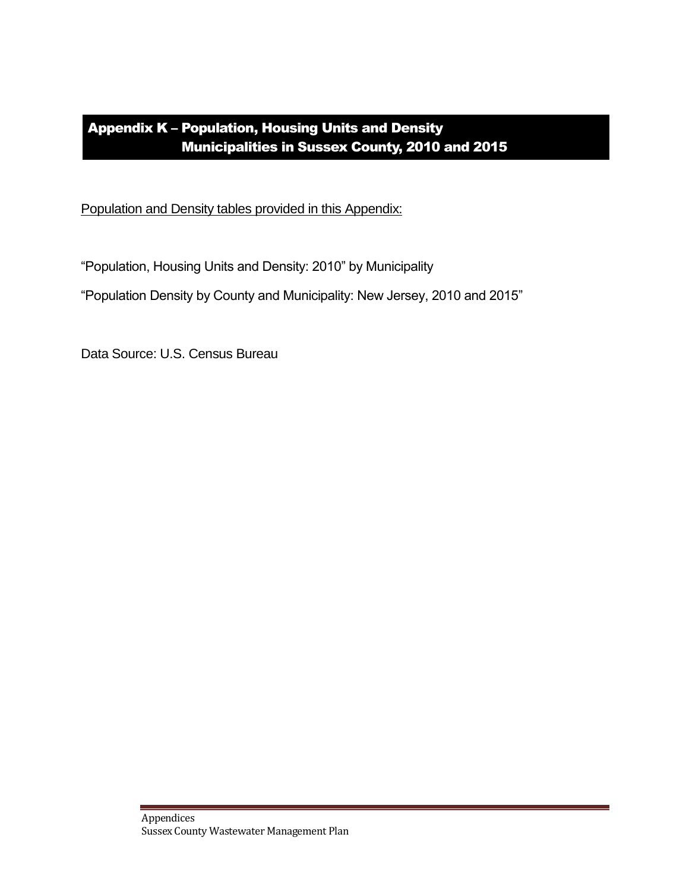# Appendix K – Population, Housing Units and Density Municipalities in Sussex County, 2010 and 2015

<u>Population and Density tables provided in this Appendix:</u>

"Population, Housing Units and Density: 2010" by Municipality

"Population Density by County and Municipality: New Jersey, 2010 and 2015"

Data Source: U.S. Census Bureau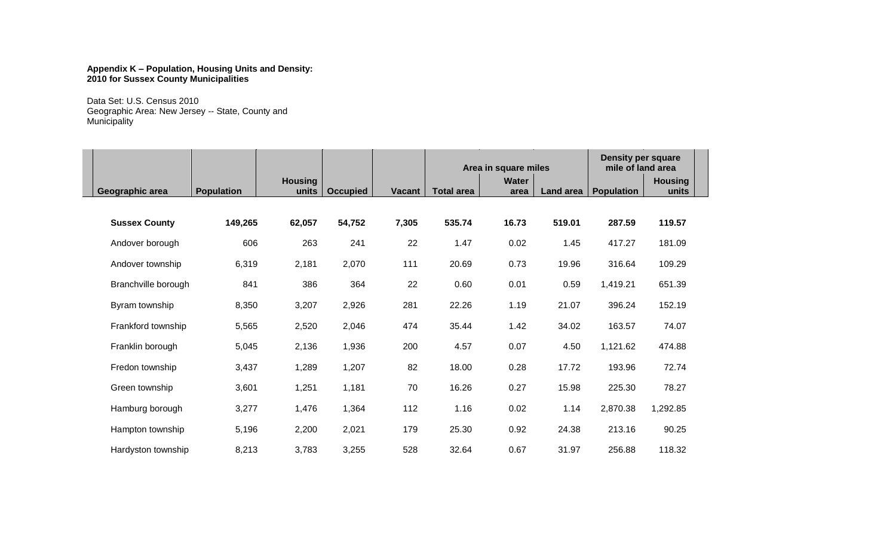**Appendix K – Population, Housing Units and Density: 2010 for Sussex County Municipalities**

Data Set: U.S. Census 2010
Geographic Area: New Jersey -- State, County and Municipality

| | | | | | Area in square miles | | | Density per square mile of land area | |
|---|---|---|---|---|---|---|---|---|---|
| Geographic area | Population | Housing units | Occupied | Vacant | Total area | Water area | Land area | Population | Housing units |
| **Sussex County** | **149,265** | **62,057** | **54,752** | **7,305** | **535.74** | **16.73** | **519.01** | **287.59** | **119.57** |
| Andover borough | 606 | 263 | 241 | 22 | 1.47 | 0.02 | 1.45 | 417.27 | 181.09 |
| Andover township | 6,319 | 2,181 | 2,070 | 111 | 20.69 | 0.73 | 19.96 | 316.64 | 109.29 |
| Branchville borough | 841 | 386 | 364 | 22 | 0.60 | 0.01 | 0.59 | 1,419.21 | 651.39 |
| Byram township | 8,350 | 3,207 | 2,926 | 281 | 22.26 | 1.19 | 21.07 | 396.24 | 152.19 |
| Frankford township | 5,565 | 2,520 | 2,046 | 474 | 35.44 | 1.42 | 34.02 | 163.57 | 74.07 |
| Franklin borough | 5,045 | 2,136 | 1,936 | 200 | 4.57 | 0.07 | 4.50 | 1,121.62 | 474.88 |
| Fredon township | 3,437 | 1,289 | 1,207 | 82 | 18.00 | 0.28 | 17.72 | 193.96 | 72.74 |
| Green township | 3,601 | 1,251 | 1,181 | 70 | 16.26 | 0.27 | 15.98 | 225.30 | 78.27 |
| Hamburg borough | 3,277 | 1,476 | 1,364 | 112 | 1.16 | 0.02 | 1.14 | 2,870.38 | 1,292.85 |
| Hampton township | 5,196 | 2,200 | 2,021 | 179 | 25.30 | 0.92 | 24.38 | 213.16 | 90.25 |
| Hardyston township | 8,213 | 3,783 | 3,255 | 528 | 32.64 | 0.67 | 31.97 | 256.88 | 118.32 |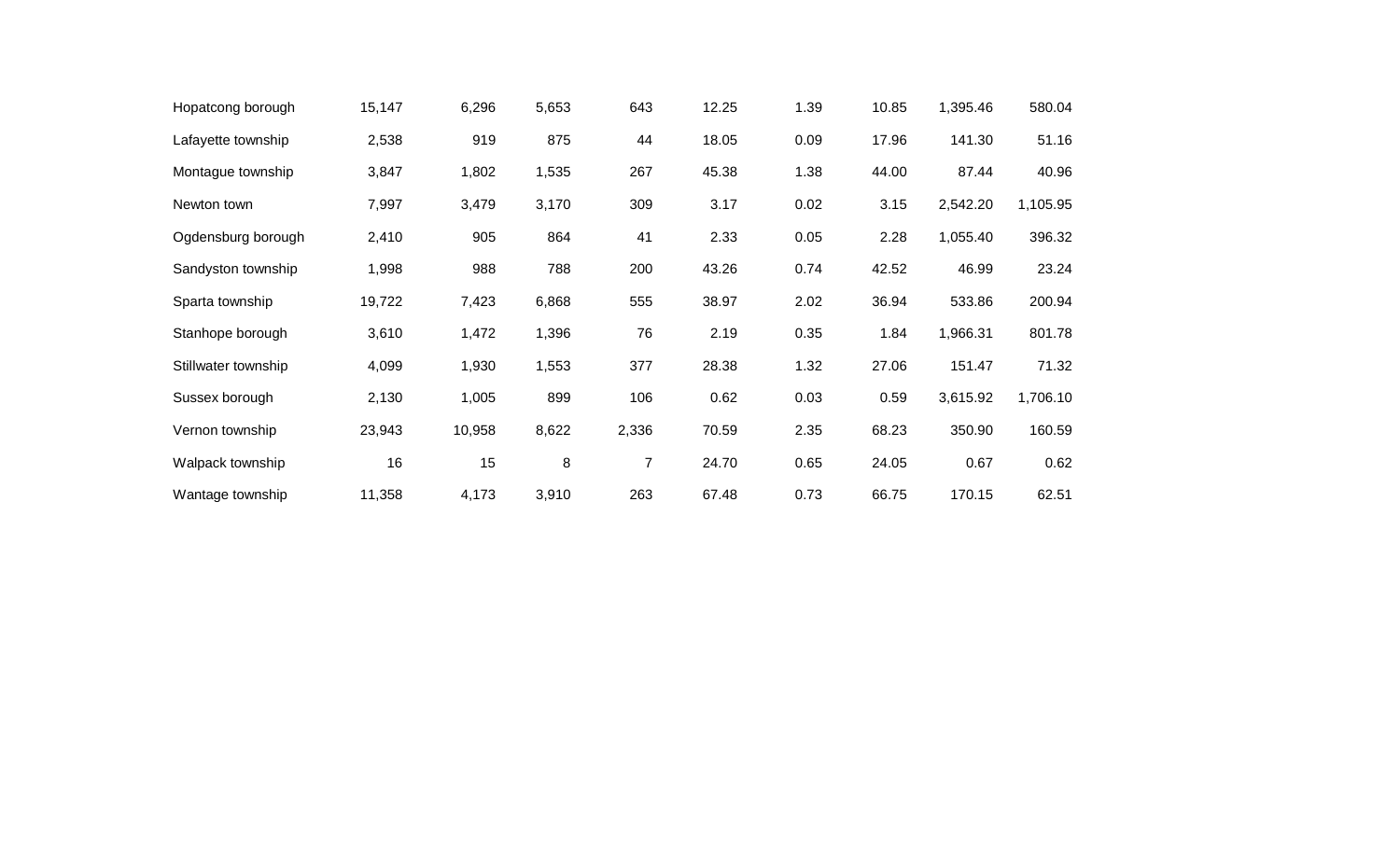| | | | | | | | | | |
|---|---|---|---|---|---|---|---|---|---|
| Hopatcong borough | 15,147 | 6,296 | 5,653 | 643 | 12.25 | 1.39 | 10.85 | 1,395.46 | 580.04 |
| Lafayette township | 2,538 | 919 | 875 | 44 | 18.05 | 0.09 | 17.96 | 141.30 | 51.16 |
| Montague township | 3,847 | 1,802 | 1,535 | 267 | 45.38 | 1.38 | 44.00 | 87.44 | 40.96 |
| Newton town | 7,997 | 3,479 | 3,170 | 309 | 3.17 | 0.02 | 3.15 | 2,542.20 | 1,105.95 |
| Ogdensburg borough | 2,410 | 905 | 864 | 41 | 2.33 | 0.05 | 2.28 | 1,055.40 | 396.32 |
| Sandyston township | 1,998 | 988 | 788 | 200 | 43.26 | 0.74 | 42.52 | 46.99 | 23.24 |
| Sparta township | 19,722 | 7,423 | 6,868 | 555 | 38.97 | 2.02 | 36.94 | 533.86 | 200.94 |
| Stanhope borough | 3,610 | 1,472 | 1,396 | 76 | 2.19 | 0.35 | 1.84 | 1,966.31 | 801.78 |
| Stillwater township | 4,099 | 1,930 | 1,553 | 377 | 28.38 | 1.32 | 27.06 | 151.47 | 71.32 |
| Sussex borough | 2,130 | 1,005 | 899 | 106 | 0.62 | 0.03 | 0.59 | 3,615.92 | 1,706.10 |
| Vernon township | 23,943 | 10,958 | 8,622 | 2,336 | 70.59 | 2.35 | 68.23 | 350.90 | 160.59 |
| Walpack township | 16 | 15 | 8 | 7 | 24.70 | 0.65 | 24.05 | 0.67 | 0.62 |
| Wantage township | 11,358 | 4,173 | 3,910 | 263 | 67.48 | 0.73 | 66.75 | 170.15 | 62.51 |